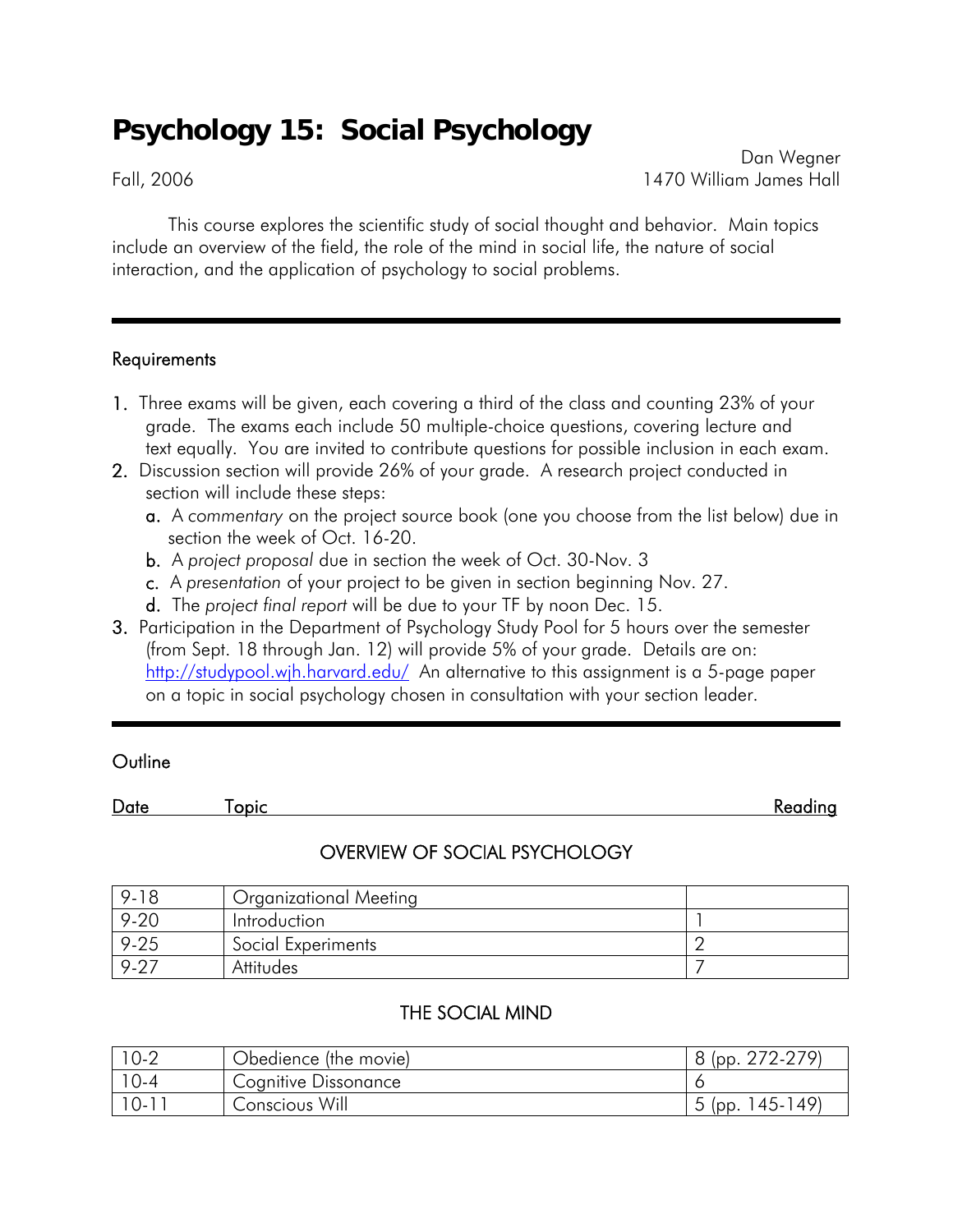# Psychology 15: Social Psychology

Fall, 2006

Dan Wegner
1470 William James Hall

This course explores the scientific study of social thought and behavior. Main topics include an overview of the field, the role of the mind in social life, the nature of social interaction, and the application of psychology to social problems.

---

## Requirements

1. Three exams will be given, each covering a third of the class and counting 23% of your grade. The exams each include 50 multiple-choice questions, covering lecture and text equally. You are invited to contribute questions for possible inclusion in each exam.
2. Discussion section will provide 26% of your grade. A research project conducted in section will include these steps:
   a. A *commentary* on the project source book (one you choose from the list below) due in section the week of Oct. 16-20.
   b. A *project proposal* due in section the week of Oct. 30-Nov. 3
   c. A *presentation* of your project to be given in section beginning Nov. 27.
   d. The *project final report* will be due to your TF by noon Dec. 15.
3. Participation in the Department of Psychology Study Pool for 5 hours over the semester (from Sept. 18 through Jan. 12) will provide 5% of your grade. Details are on: http://studypool.wjh.harvard.edu/ An alternative to this assignment is a 5-page paper on a topic in social psychology chosen in consultation with your section leader.

---

## Outline

### OVERVIEW OF SOCIAL PSYCHOLOGY

| Date | Topic | Reading |
|---|---|---|
| 9-18 | Organizational Meeting | |
| 9-20 | Introduction | 1 |
| 9-25 | Social Experiments | 2 |
| 9-27 | Attitudes | 7 |

### THE SOCIAL MIND

| Date | Topic | Reading |
|---|---|---|
| 10-2 | Obedience (the movie) | 8 (pp. 272-279) |
| 10-4 | Cognitive Dissonance | 6 |
| 10-11 | Conscious Will | 5 (pp. 145-149) |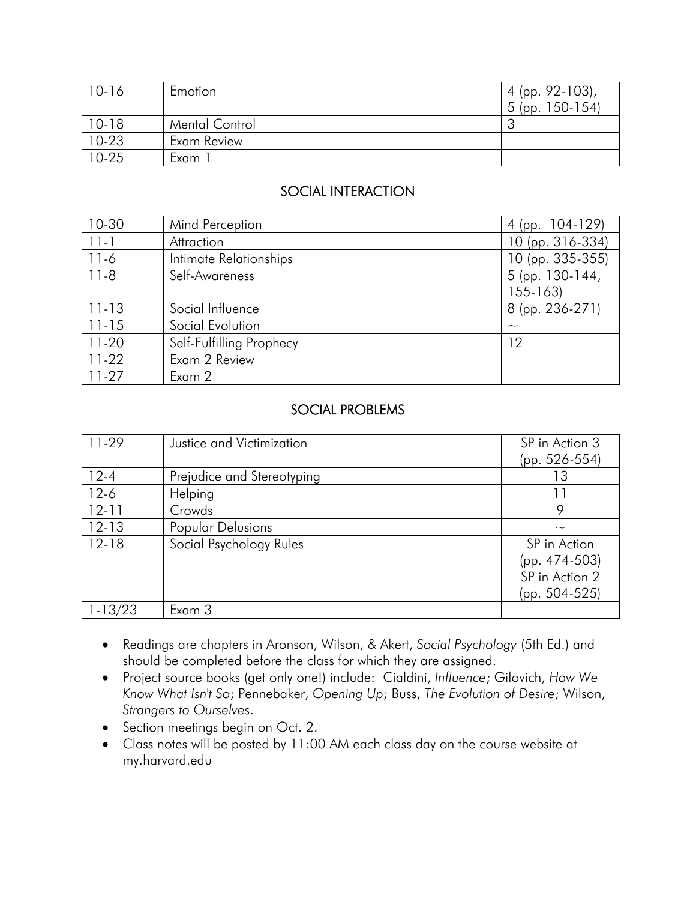| | | |
|---|---|---|
| 10-16 | Emotion | 4 (pp. 92-103), 5 (pp. 150-154) |
| 10-18 | Mental Control | 3 |
| 10-23 | Exam Review | |
| 10-25 | Exam 1 | |

## SOCIAL INTERACTION

| | | |
|---|---|---|
| 10-30 | Mind Perception | 4 (pp. 104-129) |
| 11-1 | Attraction | 10 (pp. 316-334) |
| 11-6 | Intimate Relationships | 10 (pp. 335-355) |
| 11-8 | Self-Awareness | 5 (pp. 130-144, 155-163) |
| 11-13 | Social Influence | 8 (pp. 236-271) |
| 11-15 | Social Evolution | ~ |
| 11-20 | Self-Fulfilling Prophecy | 12 |
| 11-22 | Exam 2 Review | |
| 11-27 | Exam 2 | |

## SOCIAL PROBLEMS

| | | |
|---|---|---|
| 11-29 | Justice and Victimization | SP in Action 3 (pp. 526-554) |
| 12-4 | Prejudice and Stereotyping | 13 |
| 12-6 | Helping | 11 |
| 12-11 | Crowds | 9 |
| 12-13 | Popular Delusions | ~ |
| 12-18 | Social Psychology Rules | SP in Action (pp. 474-503) SP in Action 2 (pp. 504-525) |
| 1-13/23 | Exam 3 | |

- Readings are chapters in Aronson, Wilson, & Akert, *Social Psychology* (5th Ed.) and should be completed before the class for which they are assigned.
- Project source books (get only one!) include: Cialdini, *Influence*; Gilovich, *How We Know What Isn't So*; Pennebaker, *Opening Up*; Buss, *The Evolution of Desire*; Wilson, *Strangers to Ourselves*.
- Section meetings begin on Oct. 2.
- Class notes will be posted by 11:00 AM each class day on the course website at my.harvard.edu